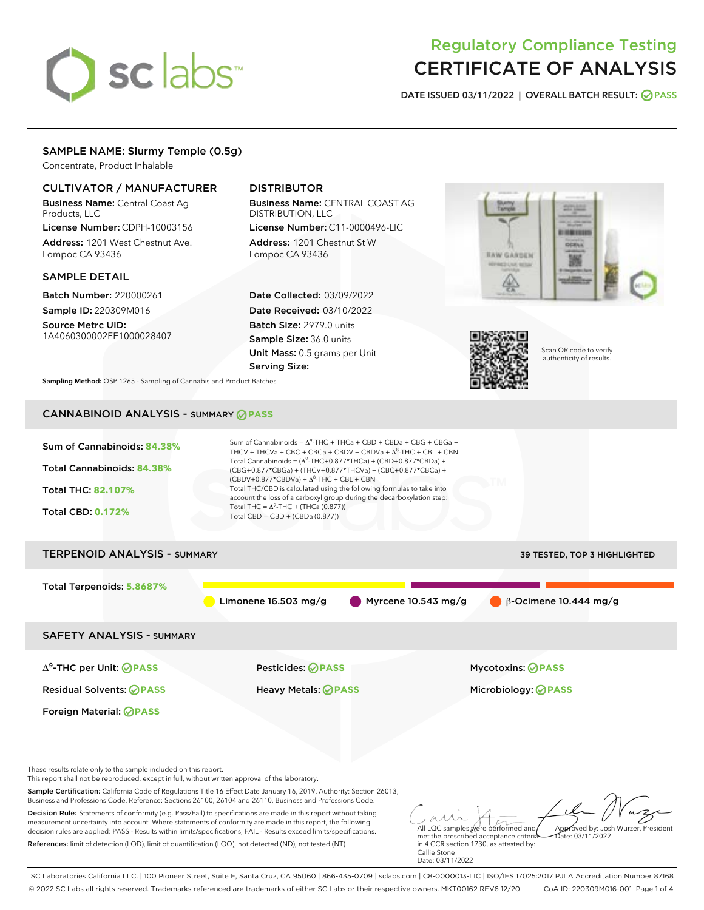# Regulatory Compliance Testing
# CERTIFICATE OF ANALYSIS

**DATE ISSUED 03/11/2022 | OVERALL BATCH RESULT: PASS**

## SAMPLE NAME: Slurmy Temple (0.5g)

Concentrate, Product Inhalable

### CULTIVATOR / MANUFACTURER

**Business Name:** Central Coast Ag Products, LLC

**License Number:** CDPH-10003156

**Address:** 1201 West Chestnut Ave. Lompoc CA 93436

### DISTRIBUTOR

**Business Name:** CENTRAL COAST AG DISTRIBUTION, LLC

**License Number:** C11-0000496-LIC

**Address:** 1201 Chestnut St W Lompoc CA 93436

### SAMPLE DETAIL

**Batch Number:** 220000261

**Sample ID:** 220309M016

**Source Metrc UID:** 1A4060300002EE1000028407

**Date Collected:** 03/09/2022

**Date Received:** 03/10/2022

**Batch Size:** 2979.0 units

**Sample Size:** 36.0 units

**Unit Mass:** 0.5 grams per Unit

**Serving Size:**

Scan QR code to verify authenticity of results.

**Sampling Method:** QSP 1265 - Sampling of Cannabis and Product Batches

## CANNABINOID ANALYSIS - SUMMARY PASS

**Sum of Cannabinoids:** 84.38%

**Total Cannabinoids:** 84.38%

**Total THC:** 82.107%

**Total CBD:** 0.172%

Sum of Cannabinoids = $\Delta^9$-THC + THCa + CBD + CBDa + CBG + CBGa + THCV + THCVa + CBC + CBCa + CBDV + CBDVa + $\Delta^8$-THC + CBL + CBN

Total Cannabinoids = ($\Delta^9$-THC+0.877*THCa) + (CBD+0.877*CBDa) + (CBG+0.877*CBGa) + (THCV+0.877*THCVa) + (CBC+0.877*CBCa) + (CBDV+0.877*CBDVa) + $\Delta^8$-THC + CBL + CBN

Total THC/CBD is calculated using the following formulas to take into account the loss of a carboxyl group during the decarboxylation step:

Total THC = $\Delta^9$-THC + (THCa (0.877))

Total CBD = CBD + (CBDa (0.877))

## TERPENOID ANALYSIS - SUMMARY

39 TESTED, TOP 3 HIGHLIGHTED

**Total Terpenoids:** 5.8687%

Limonene 16.503 mg/g | Myrcene 10.543 mg/g | β-Ocimene 10.444 mg/g

## SAFETY ANALYSIS - SUMMARY

| | | |
|---|---|---|
| $\Delta^9$-THC per Unit: PASS | Pesticides: PASS | Mycotoxins: PASS |
| Residual Solvents: PASS | Heavy Metals: PASS | Microbiology: PASS |
| Foreign Material: PASS | | |

These results relate only to the sample included on this report.
This report shall not be reproduced, except in full, without written approval of the laboratory.

**Sample Certification:** California Code of Regulations Title 16 Effect Date January 16, 2019. Authority: Section 26013, Business and Professions Code. Reference: Sections 26100, 26104 and 26110, Business and Professions Code.

**Decision Rule:** Statements of conformity (e.g. Pass/Fail) to specifications are made in this report without taking measurement uncertainty into account. Where statements of conformity are made in this report, the following decision rules are applied: PASS - Results within limits/specifications, FAIL - Results exceed limits/specifications.

**References:** limit of detection (LOD), limit of quantification (LOQ), not detected (ND), not tested (NT)

All LQC samples were performed and met the prescribed acceptance criteria in 4 CCR section 1730, as attested by: Callie Stone Date: 03/11/2022

Approved by: Josh Wurzer, President Date: 03/11/2022

SC Laboratories California LLC. | 100 Pioneer Street, Suite E, Santa Cruz, CA 95060 | 866-435-0709 | sclabs.com | C8-0000013-LIC | ISO/IES 17025:2017 PJLA Accreditation Number 87168
© 2022 SC Labs all rights reserved. Trademarks referenced are trademarks of either SC Labs or their respective owners. MKT00162 REV6 12/20 CoA ID: 220309M016-001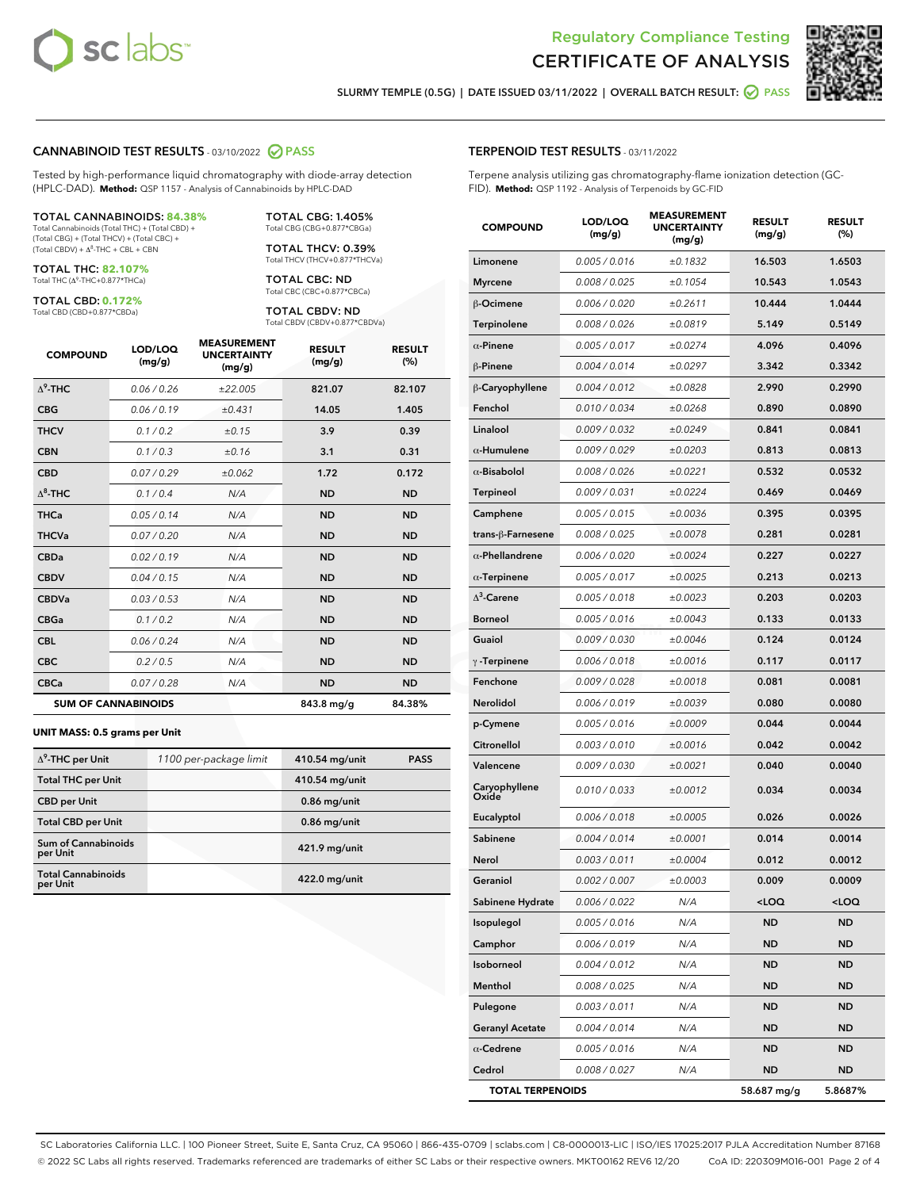Regulatory Compliance Testing

# CERTIFICATE OF ANALYSIS

SLURMY TEMPLE (0.5G) | DATE ISSUED 03/11/2022 | OVERALL BATCH RESULT: PASS

## CANNABINOID TEST RESULTS - 03/10/2022 PASS

Tested by high-performance liquid chromatography with diode-array detection (HPLC-DAD). **Method:** QSP 1157 - Analysis of Cannabinoids by HPLC-DAD

**TOTAL CANNABINOIDS: 84.38%**
Total Cannabinoids (Total THC) + (Total CBD) + (Total CBG) + (Total THCV) + (Total CBC) + (Total CBDV) + $\Delta^8$-THC + CBL + CBN

**TOTAL THC: 82.107%**
Total THC ($\Delta^9$-THC+0.877*THCa)

**TOTAL CBD: 0.172%**
Total CBD (CBD+0.877*CBDa)

**TOTAL CBG: 1.405%**
Total CBG (CBG+0.877*CBGa)

**TOTAL THCV: 0.39%**
Total THCV (THCV+0.877*THCVa)

**TOTAL CBC: ND**
Total CBC (CBC+0.877*CBCa)

**TOTAL CBDV: ND**
Total CBDV (CBDV+0.877*CBDVa)

| COMPOUND | LOD/LOQ (mg/g) | MEASUREMENT UNCERTAINTY (mg/g) | RESULT (mg/g) | RESULT (%) |
|---|---|---|---|---|
| $\Delta^9$-THC | 0.06 / 0.26 | ±22.005 | 821.07 | 82.107 |
| CBG | 0.06 / 0.19 | ±0.431 | 14.05 | 1.405 |
| THCV | 0.1 / 0.2 | ±0.15 | 3.9 | 0.39 |
| CBN | 0.1 / 0.3 | ±0.16 | 3.1 | 0.31 |
| CBD | 0.07 / 0.29 | ±0.062 | 1.72 | 0.172 |
| $\Delta^8$-THC | 0.1 / 0.4 | N/A | ND | ND |
| THCa | 0.05 / 0.14 | N/A | ND | ND |
| THCVa | 0.07 / 0.20 | N/A | ND | ND |
| CBDa | 0.02 / 0.19 | N/A | ND | ND |
| CBDV | 0.04 / 0.15 | N/A | ND | ND |
| CBDVa | 0.03 / 0.53 | N/A | ND | ND |
| CBGa | 0.1 / 0.2 | N/A | ND | ND |
| CBL | 0.06 / 0.24 | N/A | ND | ND |
| CBC | 0.2 / 0.5 | N/A | ND | ND |
| CBCa | 0.07 / 0.28 | N/A | ND | ND |
| **SUM OF CANNABINOIDS** | | | 843.8 mg/g | 84.38% |

**UNIT MASS: 0.5 grams per Unit**

| | | | |
|---|---|---|---|
| $\Delta^9$-THC per Unit | 1100 per-package limit | 410.54 mg/unit | PASS |
| Total THC per Unit | | 410.54 mg/unit | |
| CBD per Unit | | 0.86 mg/unit | |
| Total CBD per Unit | | 0.86 mg/unit | |
| Sum of Cannabinoids per Unit | | 421.9 mg/unit | |
| Total Cannabinoids per Unit | | 422.0 mg/unit | |

## TERPENOID TEST RESULTS - 03/11/2022

Terpene analysis utilizing gas chromatography-flame ionization detection (GC-FID). **Method:** QSP 1192 - Analysis of Terpenoids by GC-FID

| COMPOUND | LOD/LOQ (mg/g) | MEASUREMENT UNCERTAINTY (mg/g) | RESULT (mg/g) | RESULT (%) |
|---|---|---|---|---|
| Limonene | 0.005 / 0.016 | ±0.1832 | 16.503 | 1.6503 |
| Myrcene | 0.008 / 0.025 | ±0.1054 | 10.543 | 1.0543 |
| β-Ocimene | 0.006 / 0.020 | ±0.2611 | 10.444 | 1.0444 |
| Terpinolene | 0.008 / 0.026 | ±0.0819 | 5.149 | 0.5149 |
| α-Pinene | 0.005 / 0.017 | ±0.0274 | 4.096 | 0.4096 |
| β-Pinene | 0.004 / 0.014 | ±0.0297 | 3.342 | 0.3342 |
| β-Caryophyllene | 0.004 / 0.012 | ±0.0828 | 2.990 | 0.2990 |
| Fenchol | 0.010 / 0.034 | ±0.0268 | 0.890 | 0.0890 |
| Linalool | 0.009 / 0.032 | ±0.0249 | 0.841 | 0.0841 |
| α-Humulene | 0.009 / 0.029 | ±0.0203 | 0.813 | 0.0813 |
| α-Bisabolol | 0.008 / 0.026 | ±0.0221 | 0.532 | 0.0532 |
| Terpineol | 0.009 / 0.031 | ±0.0224 | 0.469 | 0.0469 |
| Camphene | 0.005 / 0.015 | ±0.0036 | 0.395 | 0.0395 |
| trans-β-Farnesene | 0.008 / 0.025 | ±0.0078 | 0.281 | 0.0281 |
| α-Phellandrene | 0.006 / 0.020 | ±0.0024 | 0.227 | 0.0227 |
| α-Terpinene | 0.005 / 0.017 | ±0.0025 | 0.213 | 0.0213 |
| $\Delta^3$-Carene | 0.005 / 0.018 | ±0.0023 | 0.203 | 0.0203 |
| Borneol | 0.005 / 0.016 | ±0.0043 | 0.133 | 0.0133 |
| Guaiol | 0.009 / 0.030 | ±0.0046 | 0.124 | 0.0124 |
| γ-Terpinene | 0.006 / 0.018 | ±0.0016 | 0.117 | 0.0117 |
| Fenchone | 0.009 / 0.028 | ±0.0018 | 0.081 | 0.0081 |
| Nerolidol | 0.006 / 0.019 | ±0.0039 | 0.080 | 0.0080 |
| p-Cymene | 0.005 / 0.016 | ±0.0009 | 0.044 | 0.0044 |
| Citronellol | 0.003 / 0.010 | ±0.0016 | 0.042 | 0.0042 |
| Valencene | 0.009 / 0.030 | ±0.0021 | 0.040 | 0.0040 |
| Caryophyllene Oxide | 0.010 / 0.033 | ±0.0012 | 0.034 | 0.0034 |
| Eucalyptol | 0.006 / 0.018 | ±0.0005 | 0.026 | 0.0026 |
| Sabinene | 0.004 / 0.014 | ±0.0001 | 0.014 | 0.0014 |
| Nerol | 0.003 / 0.011 | ±0.0004 | 0.012 | 0.0012 |
| Geraniol | 0.002 / 0.007 | ±0.0003 | 0.009 | 0.0009 |
| Sabinene Hydrate | 0.006 / 0.022 | N/A | <LOQ | <LOQ |
| Isopulegol | 0.005 / 0.016 | N/A | ND | ND |
| Camphor | 0.006 / 0.019 | N/A | ND | ND |
| Isoborneol | 0.004 / 0.012 | N/A | ND | ND |
| Menthol | 0.008 / 0.025 | N/A | ND | ND |
| Pulegone | 0.003 / 0.011 | N/A | ND | ND |
| Geranyl Acetate | 0.004 / 0.014 | N/A | ND | ND |
| α-Cedrene | 0.005 / 0.016 | N/A | ND | ND |
| Cedrol | 0.008 / 0.027 | N/A | ND | ND |
| **TOTAL TERPENOIDS** | | | 58.687 mg/g | 5.8687% |

SC Laboratories California LLC. | 100 Pioneer Street, Suite E, Santa Cruz, CA 95060 | 866-435-0709 | sclabs.com | C8-0000013-LIC | ISO/IES 17025:2017 PJLA Accreditation Number 87168
© 2022 SC Labs all rights reserved. Trademarks referenced are trademarks of either SC Labs or their respective owners. MKT00162 REV6 12/20 CoA ID: 220309M016-001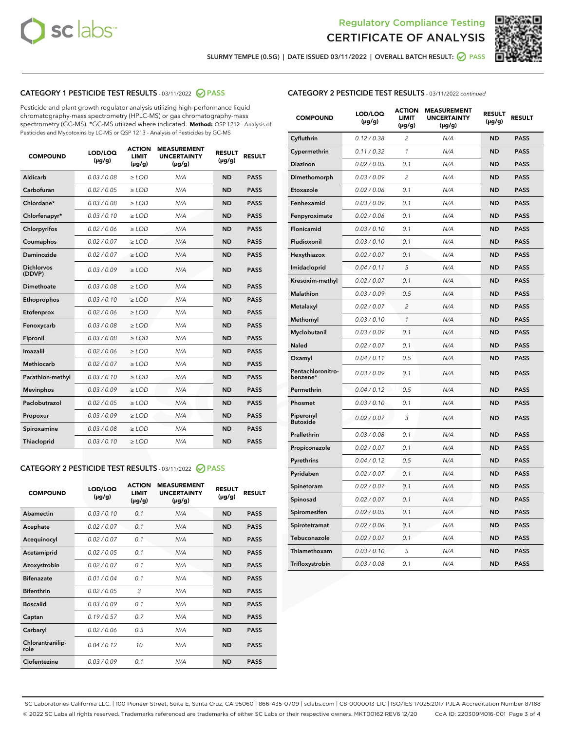Regulatory Compliance Testing

# CERTIFICATE OF ANALYSIS

SLURMY TEMPLE (0.5G) | DATE ISSUED 03/11/2022 | OVERALL BATCH RESULT: PASS

## CATEGORY 1 PESTICIDE TEST RESULTS - 03/11/2022 PASS

Pesticide and plant growth regulator analysis utilizing high-performance liquid chromatography-mass spectrometry (HPLC-MS) or gas chromatography-mass spectrometry (GC-MS). *GC-MS utilized where indicated. **Method:** QSP 1212 - Analysis of Pesticides and Mycotoxins by LC-MS or QSP 1213 - Analysis of Pesticides by GC-MS

| COMPOUND | LOD/LOQ (µg/g) | ACTION LIMIT (µg/g) | MEASUREMENT UNCERTAINTY (µg/g) | RESULT (µg/g) | RESULT |
|---|---|---|---|---|---|
| Aldicarb | 0.03 / 0.08 | ≥ LOD | N/A | ND | PASS |
| Carbofuran | 0.02 / 0.05 | ≥ LOD | N/A | ND | PASS |
| Chlordane* | 0.03 / 0.08 | ≥ LOD | N/A | ND | PASS |
| Chlorfenapyr* | 0.03 / 0.10 | ≥ LOD | N/A | ND | PASS |
| Chlorpyrifos | 0.02 / 0.06 | ≥ LOD | N/A | ND | PASS |
| Coumaphos | 0.02 / 0.07 | ≥ LOD | N/A | ND | PASS |
| Daminozide | 0.02 / 0.07 | ≥ LOD | N/A | ND | PASS |
| Dichlorvos (DDVP) | 0.03 / 0.09 | ≥ LOD | N/A | ND | PASS |
| Dimethoate | 0.03 / 0.08 | ≥ LOD | N/A | ND | PASS |
| Ethoprophos | 0.03 / 0.10 | ≥ LOD | N/A | ND | PASS |
| Etofenprox | 0.02 / 0.06 | ≥ LOD | N/A | ND | PASS |
| Fenoxycarb | 0.03 / 0.08 | ≥ LOD | N/A | ND | PASS |
| Fipronil | 0.03 / 0.08 | ≥ LOD | N/A | ND | PASS |
| Imazalil | 0.02 / 0.06 | ≥ LOD | N/A | ND | PASS |
| Methiocarb | 0.02 / 0.07 | ≥ LOD | N/A | ND | PASS |
| Parathion-methyl | 0.03 / 0.10 | ≥ LOD | N/A | ND | PASS |
| Mevinphos | 0.03 / 0.09 | ≥ LOD | N/A | ND | PASS |
| Paclobutrazol | 0.02 / 0.05 | ≥ LOD | N/A | ND | PASS |
| Propoxur | 0.03 / 0.09 | ≥ LOD | N/A | ND | PASS |
| Spiroxamine | 0.03 / 0.08 | ≥ LOD | N/A | ND | PASS |
| Thiacloprid | 0.03 / 0.10 | ≥ LOD | N/A | ND | PASS |

## CATEGORY 2 PESTICIDE TEST RESULTS - 03/11/2022 PASS

| COMPOUND | LOD/LOQ (µg/g) | ACTION LIMIT (µg/g) | MEASUREMENT UNCERTAINTY (µg/g) | RESULT (µg/g) | RESULT |
|---|---|---|---|---|---|
| Abamectin | 0.03 / 0.10 | 0.1 | N/A | ND | PASS |
| Acephate | 0.02 / 0.07 | 0.1 | N/A | ND | PASS |
| Acequinocyl | 0.02 / 0.07 | 0.1 | N/A | ND | PASS |
| Acetamiprid | 0.02 / 0.05 | 0.1 | N/A | ND | PASS |
| Azoxystrobin | 0.02 / 0.07 | 0.1 | N/A | ND | PASS |
| Bifenazate | 0.01 / 0.04 | 0.1 | N/A | ND | PASS |
| Bifenthrin | 0.02 / 0.05 | 3 | N/A | ND | PASS |
| Boscalid | 0.03 / 0.09 | 0.1 | N/A | ND | PASS |
| Captan | 0.19 / 0.57 | 0.7 | N/A | ND | PASS |
| Carbaryl | 0.02 / 0.06 | 0.5 | N/A | ND | PASS |
| Chlorantraniliprole | 0.04 / 0.12 | 10 | N/A | ND | PASS |
| Clofentezine | 0.03 / 0.09 | 0.1 | N/A | ND | PASS |
| Cyfluthrin | 0.12 / 0.38 | 2 | N/A | ND | PASS |
| Cypermethrin | 0.11 / 0.32 | 1 | N/A | ND | PASS |
| Diazinon | 0.02 / 0.05 | 0.1 | N/A | ND | PASS |
| Dimethomorph | 0.03 / 0.09 | 2 | N/A | ND | PASS |
| Etoxazole | 0.02 / 0.06 | 0.1 | N/A | ND | PASS |
| Fenhexamid | 0.03 / 0.09 | 0.1 | N/A | ND | PASS |
| Fenpyroximate | 0.02 / 0.06 | 0.1 | N/A | ND | PASS |
| Flonicamid | 0.03 / 0.10 | 0.1 | N/A | ND | PASS |
| Fludioxonil | 0.03 / 0.10 | 0.1 | N/A | ND | PASS |
| Hexythiazox | 0.02 / 0.07 | 0.1 | N/A | ND | PASS |
| Imidacloprid | 0.04 / 0.11 | 5 | N/A | ND | PASS |
| Kresoxim-methyl | 0.02 / 0.07 | 0.1 | N/A | ND | PASS |
| Malathion | 0.03 / 0.09 | 0.5 | N/A | ND | PASS |
| Metalaxyl | 0.02 / 0.07 | 2 | N/A | ND | PASS |
| Methomyl | 0.03 / 0.10 | 1 | N/A | ND | PASS |
| Myclobutanil | 0.03 / 0.09 | 0.1 | N/A | ND | PASS |
| Naled | 0.02 / 0.07 | 0.1 | N/A | ND | PASS |
| Oxamyl | 0.04 / 0.11 | 0.5 | N/A | ND | PASS |
| Pentachloronitrobenzene* | 0.03 / 0.09 | 0.1 | N/A | ND | PASS |
| Permethrin | 0.04 / 0.12 | 0.5 | N/A | ND | PASS |
| Phosmet | 0.03 / 0.10 | 0.1 | N/A | ND | PASS |
| Piperonyl Butoxide | 0.02 / 0.07 | 3 | N/A | ND | PASS |
| Prallethrin | 0.03 / 0.08 | 0.1 | N/A | ND | PASS |
| Propiconazole | 0.02 / 0.07 | 0.1 | N/A | ND | PASS |
| Pyrethrins | 0.04 / 0.12 | 0.5 | N/A | ND | PASS |
| Pyridaben | 0.02 / 0.07 | 0.1 | N/A | ND | PASS |
| Spinetoram | 0.02 / 0.07 | 0.1 | N/A | ND | PASS |
| Spinosad | 0.02 / 0.07 | 0.1 | N/A | ND | PASS |
| Spiromesifen | 0.02 / 0.05 | 0.1 | N/A | ND | PASS |
| Spirotetramat | 0.02 / 0.06 | 0.1 | N/A | ND | PASS |
| Tebuconazole | 0.02 / 0.07 | 0.1 | N/A | ND | PASS |
| Thiamethoxam | 0.03 / 0.10 | 5 | N/A | ND | PASS |
| Trifloxystrobin | 0.03 / 0.08 | 0.1 | N/A | ND | PASS |

SC Laboratories California LLC. | 100 Pioneer Street, Suite E, Santa Cruz, CA 95060 | 866-435-0709 | sclabs.com | C8-0000013-LIC | ISO/IES 17025:2017 PJLA Accreditation Number 87168
© 2022 SC Labs all rights reserved. Trademarks referenced are trademarks of either SC Labs or their respective owners. MKT00162 REV6 12/20 CoA ID: 220309M016-001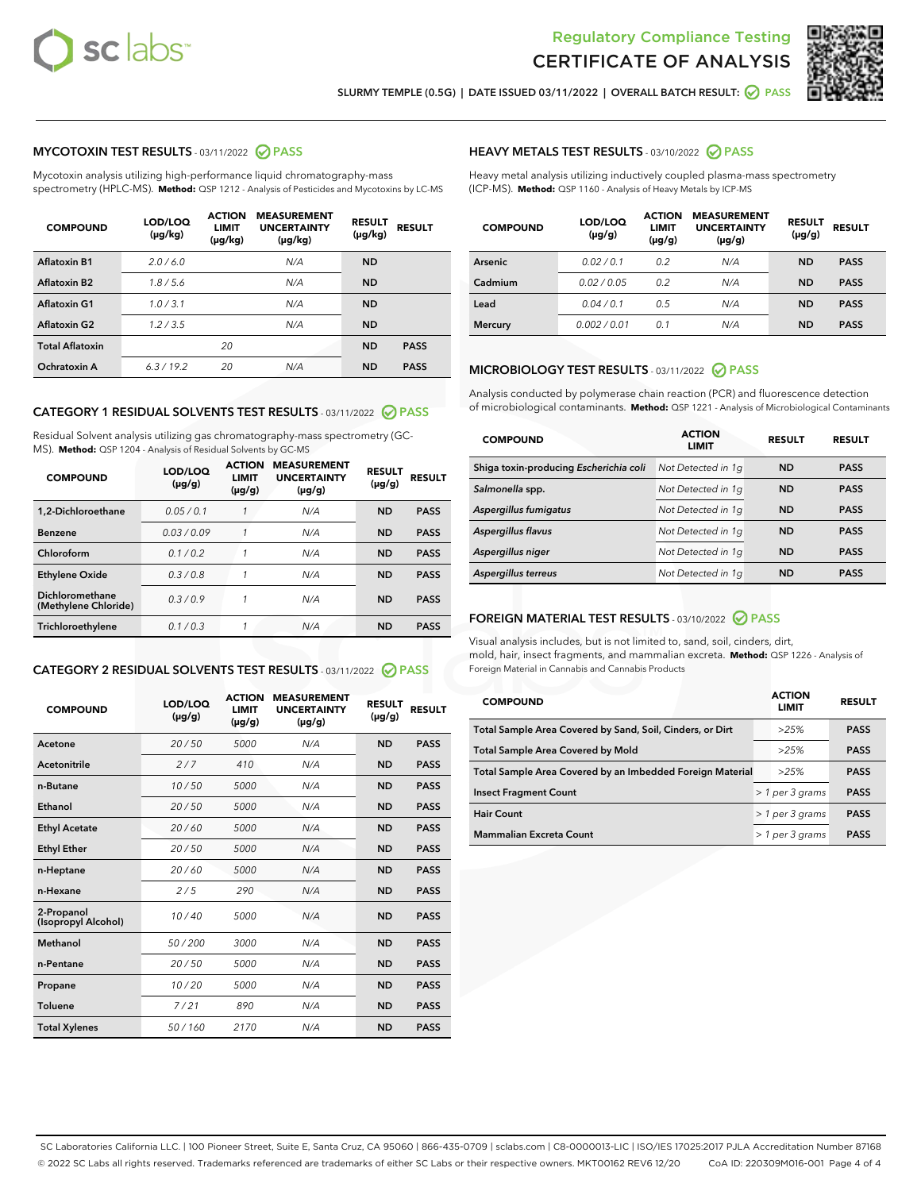Regulatory Compliance Testing

# CERTIFICATE OF ANALYSIS

SLURMY TEMPLE (0.5G) | DATE ISSUED 03/11/2022 | OVERALL BATCH RESULT: PASS

## MYCOTOXIN TEST RESULTS - 03/11/2022 PASS

Mycotoxin analysis utilizing high-performance liquid chromatography-mass spectrometry (HPLC-MS). **Method:** QSP 1212 - Analysis of Pesticides and Mycotoxins by LC-MS

| COMPOUND | LOD/LOQ (µg/kg) | ACTION LIMIT (µg/kg) | MEASUREMENT UNCERTAINTY (µg/kg) | RESULT (µg/kg) | RESULT |
|---|---|---|---|---|---|
| Aflatoxin B1 | 2.0 / 6.0 | | N/A | ND | |
| Aflatoxin B2 | 1.8 / 5.6 | | N/A | ND | |
| Aflatoxin G1 | 1.0 / 3.1 | | N/A | ND | |
| Aflatoxin G2 | 1.2 / 3.5 | | N/A | ND | |
| Total Aflatoxin | | 20 | | ND | PASS |
| Ochratoxin A | 6.3 / 19.2 | 20 | N/A | ND | PASS |

## CATEGORY 1 RESIDUAL SOLVENTS TEST RESULTS - 03/11/2022 PASS

Residual Solvent analysis utilizing gas chromatography-mass spectrometry (GC-MS). **Method:** QSP 1204 - Analysis of Residual Solvents by GC-MS

| COMPOUND | LOD/LOQ (µg/g) | ACTION LIMIT (µg/g) | MEASUREMENT UNCERTAINTY (µg/g) | RESULT (µg/g) | RESULT |
|---|---|---|---|---|---|
| 1,2-Dichloroethane | 0.05 / 0.1 | 1 | N/A | ND | PASS |
| Benzene | 0.03 / 0.09 | 1 | N/A | ND | PASS |
| Chloroform | 0.1 / 0.2 | 1 | N/A | ND | PASS |
| Ethylene Oxide | 0.3 / 0.8 | 1 | N/A | ND | PASS |
| Dichloromethane (Methylene Chloride) | 0.3 / 0.9 | 1 | N/A | ND | PASS |
| Trichloroethylene | 0.1 / 0.3 | 1 | N/A | ND | PASS |

## CATEGORY 2 RESIDUAL SOLVENTS TEST RESULTS - 03/11/2022 PASS

| COMPOUND | LOD/LOQ (µg/g) | ACTION LIMIT (µg/g) | MEASUREMENT UNCERTAINTY (µg/g) | RESULT (µg/g) | RESULT |
|---|---|---|---|---|---|
| Acetone | 20 / 50 | 5000 | N/A | ND | PASS |
| Acetonitrile | 2 / 7 | 410 | N/A | ND | PASS |
| n-Butane | 10 / 50 | 5000 | N/A | ND | PASS |
| Ethanol | 20 / 50 | 5000 | N/A | ND | PASS |
| Ethyl Acetate | 20 / 60 | 5000 | N/A | ND | PASS |
| Ethyl Ether | 20 / 50 | 5000 | N/A | ND | PASS |
| n-Heptane | 20 / 60 | 5000 | N/A | ND | PASS |
| n-Hexane | 2 / 5 | 290 | N/A | ND | PASS |
| 2-Propanol (Isopropyl Alcohol) | 10 / 40 | 5000 | N/A | ND | PASS |
| Methanol | 50 / 200 | 3000 | N/A | ND | PASS |
| n-Pentane | 20 / 50 | 5000 | N/A | ND | PASS |
| Propane | 10 / 20 | 5000 | N/A | ND | PASS |
| Toluene | 7 / 21 | 890 | N/A | ND | PASS |
| Total Xylenes | 50 / 160 | 2170 | N/A | ND | PASS |

## HEAVY METALS TEST RESULTS - 03/10/2022 PASS

Heavy metal analysis utilizing inductively coupled plasma-mass spectrometry (ICP-MS). **Method:** QSP 1160 - Analysis of Heavy Metals by ICP-MS

| COMPOUND | LOD/LOQ (µg/g) | ACTION LIMIT (µg/g) | MEASUREMENT UNCERTAINTY (µg/g) | RESULT (µg/g) | RESULT |
|---|---|---|---|---|---|
| Arsenic | 0.02 / 0.1 | 0.2 | N/A | ND | PASS |
| Cadmium | 0.02 / 0.05 | 0.2 | N/A | ND | PASS |
| Lead | 0.04 / 0.1 | 0.5 | N/A | ND | PASS |
| Mercury | 0.002 / 0.01 | 0.1 | N/A | ND | PASS |

## MICROBIOLOGY TEST RESULTS - 03/11/2022 PASS

Analysis conducted by polymerase chain reaction (PCR) and fluorescence detection of microbiological contaminants. **Method:** QSP 1221 - Analysis of Microbiological Contaminants

| COMPOUND | ACTION LIMIT | RESULT | RESULT |
|---|---|---|---|
| Shiga toxin-producing *Escherichia coli* | Not Detected in 1g | ND | PASS |
| *Salmonella* spp. | Not Detected in 1g | ND | PASS |
| *Aspergillus fumigatus* | Not Detected in 1g | ND | PASS |
| *Aspergillus flavus* | Not Detected in 1g | ND | PASS |
| *Aspergillus niger* | Not Detected in 1g | ND | PASS |
| *Aspergillus terreus* | Not Detected in 1g | ND | PASS |

## FOREIGN MATERIAL TEST RESULTS - 03/10/2022 PASS

Visual analysis includes, but is not limited to, sand, soil, cinders, dirt, mold, hair, insect fragments, and mammalian excreta. **Method:** QSP 1226 - Analysis of Foreign Material in Cannabis and Cannabis Products

| COMPOUND | ACTION LIMIT | RESULT |
|---|---|---|
| Total Sample Area Covered by Sand, Soil, Cinders, or Dirt | >25% | PASS |
| Total Sample Area Covered by Mold | >25% | PASS |
| Total Sample Area Covered by an Imbedded Foreign Material | >25% | PASS |
| Insect Fragment Count | > 1 per 3 grams | PASS |
| Hair Count | > 1 per 3 grams | PASS |
| Mammalian Excreta Count | > 1 per 3 grams | PASS |

SC Laboratories California LLC. | 100 Pioneer Street, Suite E, Santa Cruz, CA 95060 | 866-435-0709 | sclabs.com | C8-0000013-LIC | ISO/IES 17025:2017 PJLA Accreditation Number 87168
© 2022 SC Labs all rights reserved. Trademarks referenced are trademarks of either SC Labs or their respective owners. MKT00162 REV6 12/20 CoA ID: 220309M016-001